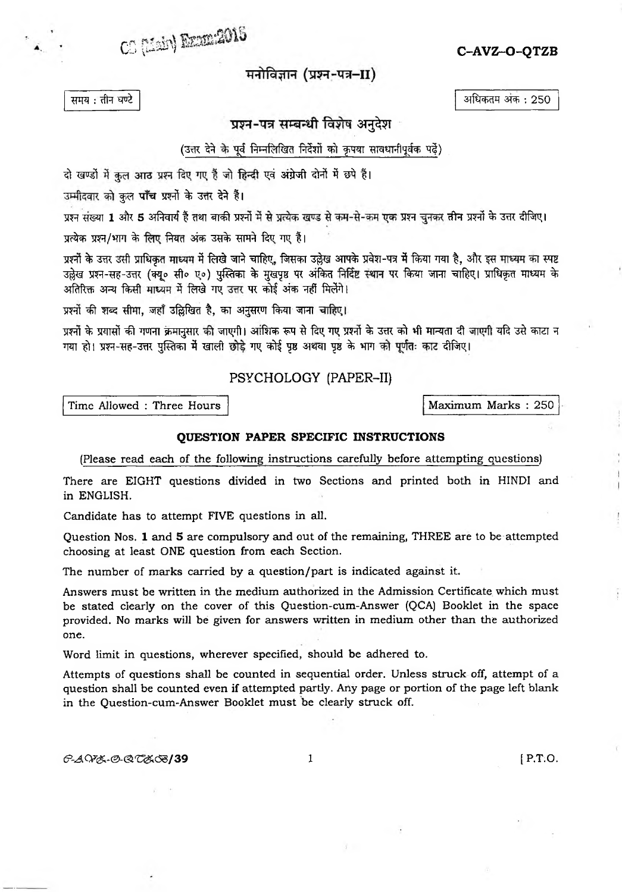CS (Main) Exam:2015

C–AVZ–O–QTZB

# मनोविज्ञान (प्रश्न-पत्र–II)

समय : तीन घण्टे

अधिकतम अंक : 250

## प्रश्न-पत्र सम्बन्धी विशेष अनुदेश

(उत्तर देने के पूर्व निम्नलिखित निर्देशों को कृपया सावधानीपूर्वक पढ़ें)

दो खण्डों में कुल आठ प्रश्न दिए गए हैं जो हिन्दी एवं अंग्रेजी दोनों में छपे हैं।

उम्मीदवार को कुल **पाँच** प्रश्नों के उत्तर देने हैं।

प्रश्न संख्या **1** और **5** अनिवार्य हैं तथा बाकी प्रश्नों में से प्रत्येक खण्ड से कम-से-कम एक प्रश्न चुनकर **तीन** प्रश्नों के उत्तर दीजिए।

प्रत्येक प्रश्न/भाग के लिए नियत अंक उसके सामने दिए गए हैं।

प्रश्नों के उत्तर उसी प्राधिकृत माध्यम में लिखे जाने चाहिए, जिसका उल्लेख आपके प्रवेश-पत्र में किया गया है, और इस माध्यम का स्पष्ट उल्लेख प्रश्न-सह-उत्तर (क्यू० सी० ए०) पुस्तिका के मुखपृष्ठ पर अंकित निर्दिष्ट स्थान पर किया जाना चाहिए। प्राधिकृत माध्यम के अतिरिक्त अन्य किसी माध्यम में लिखे गए उत्तर पर कोई अंक नहीं मिलेंगे।

प्रश्नों की शब्द सीमा, जहाँ उल्लिखित है, का अनुसरण किया जाना चाहिए।

प्रश्नों के प्रयासों की गणना क्रमानुसार की जाएगी। आंशिक रूप से दिए गए प्रश्नों के उत्तर को भी मान्यता दी जाएगी यदि उसे काटा न गया हो। प्रश्न-सह-उत्तर पुस्तिका में खाली छोड़े गए कोई पृष्ठ अथवा पृष्ठ के भाग को पूर्णतः काट दीजिए।

# PSYCHOLOGY (PAPER–II)

Time Allowed : Three Hours

Maximum Marks : 250

## QUESTION PAPER SPECIFIC INSTRUCTIONS

(Please read each of the following instructions carefully before attempting questions)

There are EIGHT questions divided in two Sections and printed both in HINDI and in ENGLISH.

Candidate has to attempt FIVE questions in all.

Question Nos. **1** and **5** are compulsory and out of the remaining, THREE are to be attempted choosing at least ONE question from each Section.

The number of marks carried by a question/part is indicated against it.

Answers must be written in the medium authorized in the Admission Certificate which must be stated clearly on the cover of this Question-cum-Answer (QCA) Booklet in the space provided. No marks will be given for answers written in medium other than the authorized one.

Word limit in questions, wherever specified, should be adhered to.

Attempts of questions shall be counted in sequential order. Unless struck off, attempt of a question shall be counted even if attempted partly. Any page or portion of the page left blank in the Question-cum-Answer Booklet must be clearly struck off.

C-AVZ-O-QTZB/39

[ P.T.O.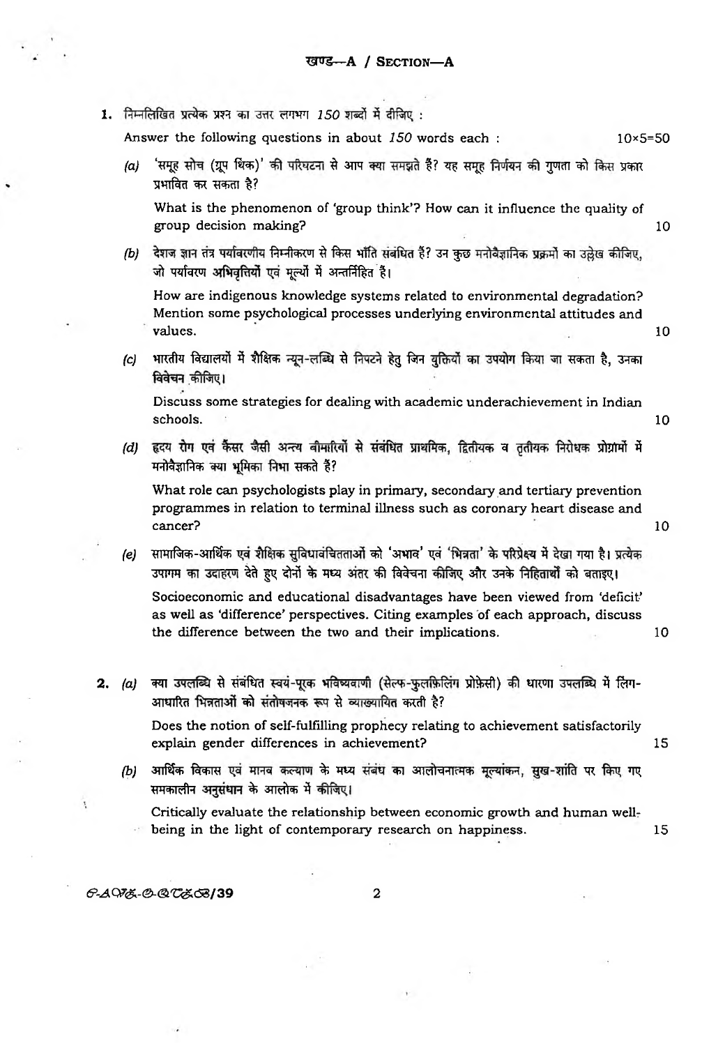## खण्ड—A / SECTION—A

1. निम्नलिखित प्रत्येक प्रश्न का उत्तर लगभग 150 शब्दों में दीजिए :

   Answer the following questions in about 150 words each : 10×5=50

   (a) 'समूह सोच (ग्रूप थिंक)' की परिघटना से आप क्या समझते हैं? यह समूह निर्णयन की गुणता को किस प्रकार प्रभावित कर सकता है?

   What is the phenomenon of 'group think'? How can it influence the quality of group decision making? 10

   (b) देशज ज्ञान तंत्र पर्यावरणीय निम्नीकरण से किस भाँति संबंधित हैं? उन कुछ मनोवैज्ञानिक प्रक्रमों का उल्लेख कीजिए, जो पर्यावरण अभिवृत्तियों एवं मूल्यों में अन्तर्निहित हैं।

   How are indigenous knowledge systems related to environmental degradation? Mention some psychological processes underlying environmental attitudes and values. 10

   (c) भारतीय विद्यालयों में शैक्षिक न्यून-लब्धि से निपटने हेतु जिन युक्तियों का उपयोग किया जा सकता है, उनका विवेचन कीजिए।

   Discuss some strategies for dealing with academic underachievement in Indian schools. 10

   (d) हृदय रोग एवं कैंसर जैसी अन्य बीमारियों से संबंधित प्राथमिक, द्वितीयक व तृतीयक निरोधक प्रोग्रामों में मनोवैज्ञानिक क्या भूमिका निभा सकते हैं?

   What role can psychologists play in primary, secondary and tertiary prevention programmes in relation to terminal illness such as coronary heart disease and cancer? 10

   (e) सामाजिक-आर्थिक एवं शैक्षिक सुविधावंचितताओं को 'अभाव' एवं 'भिन्नता' के परिप्रेक्ष्य में देखा गया है। प्रत्येक उपागम का उदाहरण देते हुए दोनों के मध्य अंतर की विवेचना कीजिए और उनके निहितार्थों को बताइए।

   Socioeconomic and educational disadvantages have been viewed from 'deficit' as well as 'difference' perspectives. Citing examples of each approach, discuss the difference between the two and their implications. 10

2. (a) क्या उपलब्धि से संबंधित स्वयं-पूरक भविष्यवाणी (सेल्फ-फुलफ़िलिंग प्रोफ़ेसी) की धारणा उपलब्धि में लिंग-आधारित भिन्नताओं को संतोषजनक रूप से व्याख्यायित करती है?

   Does the notion of self-fulfilling prophecy relating to achievement satisfactorily explain gender differences in achievement? 15

   (b) आर्थिक विकास एवं मानव कल्याण के मध्य संबंध का आलोचनात्मक मूल्यांकन, सुख-शांति पर किए गए समकालीन अनुसंधान के आलोक में कीजिए।

   Critically evaluate the relationship between economic growth and human well-being in the light of contemporary research on happiness. 15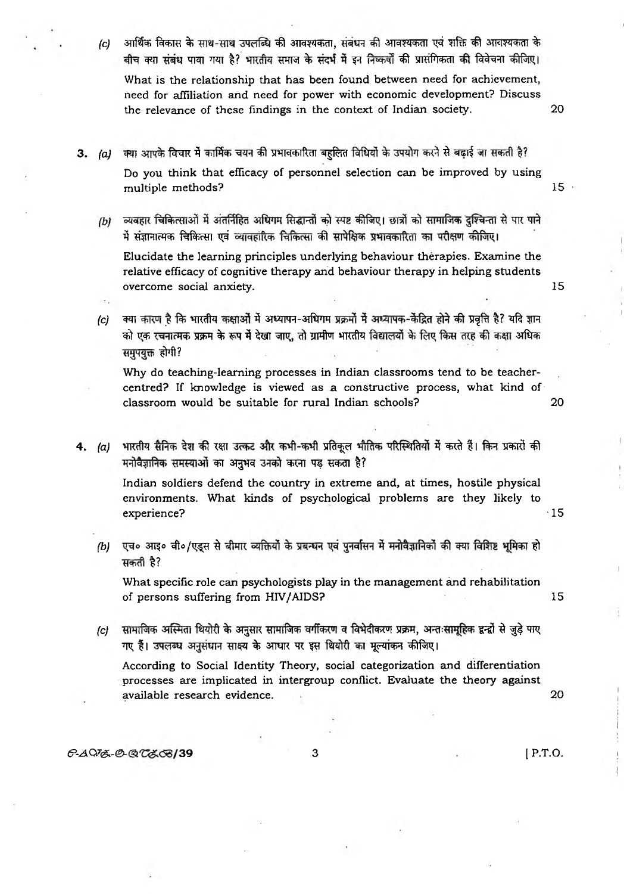(c) आर्थिक विकास के साथ-साथ उपलब्धि की आवश्यकता, संबंधन की आवश्यकता एवं शक्ति की आवश्यकता के बीच क्या संबंध पाया गया है? भारतीय समाज के संदर्भ में इन निष्कर्षों की प्रासंगिकता की विवेचना कीजिए।

What is the relationship that has been found between need for achievement, need for affiliation and need for power with economic development? Discuss the relevance of these findings in the context of Indian society. 20

3. (a) क्या आपके विचार में कार्मिक चयन की प्रभावकारिता बहुलित विधियों के उपयोग करने से बढ़ाई जा सकती है?

Do you think that efficacy of personnel selection can be improved by using multiple methods? 15

(b) व्यवहार चिकित्साओं में अंतर्निहित अधिगम सिद्धान्तों को स्पष्ट कीजिए। छात्रों को सामाजिक दुश्चिन्ता से पार पाने में संज्ञानात्मक चिकित्सा एवं व्यावहारिक चिकित्सा की सापेक्षिक प्रभावकारिता का परीक्षण कीजिए।

Elucidate the learning principles underlying behaviour therapies. Examine the relative efficacy of cognitive therapy and behaviour therapy in helping students overcome social anxiety. 15

(c) क्या कारण है कि भारतीय कक्षाओं में अध्यापन-अधिगम प्रक्रमों में अध्यापक-केंद्रित होने की प्रवृत्ति है? यदि ज्ञान को एक रचनात्मक प्रक्रम के रूप में देखा जाए, तो ग्रामीण भारतीय विद्यालयों के लिए किस तरह की कक्षा अधिक समुपयुक्त होगी?

Why do teaching-learning processes in Indian classrooms tend to be teacher-centred? If knowledge is viewed as a constructive process, what kind of classroom would be suitable for rural Indian schools? 20

4. (a) भारतीय सैनिक देश की रक्षा उत्कट और कभी-कभी प्रतिकूल भौतिक परिस्थितियों में करते हैं। किन प्रकारों की मनोवैज्ञानिक समस्याओं का अनुभव उनको करना पड़ सकता है?

Indian soldiers defend the country in extreme and, at times, hostile physical environments. What kinds of psychological problems are they likely to experience? 15

(b) एच० आइ० वी०/एड्स से बीमार व्यक्तियों के प्रबन्धन एवं पुनर्वासन में मनोवैज्ञानिकों की क्या विशिष्ट भूमिका हो सकती है?

What specific role can psychologists play in the management and rehabilitation of persons suffering from HIV/AIDS? 15

(c) सामाजिक अस्मिता थियोरी के अनुसार सामाजिक वर्गीकरण व विभेदीकरण प्रक्रम, अन्तःसामूहिक द्वन्द्वों से जुड़े पाए गए हैं। उपलब्ध अनुसंधान साक्ष्य के आधार पर इस थियोरी का मूल्यांकन कीजिए।

According to Social Identity Theory, social categorization and differentiation processes are implicated in intergroup conflict. Evaluate the theory against available research evidence. 20

[ P.T.O.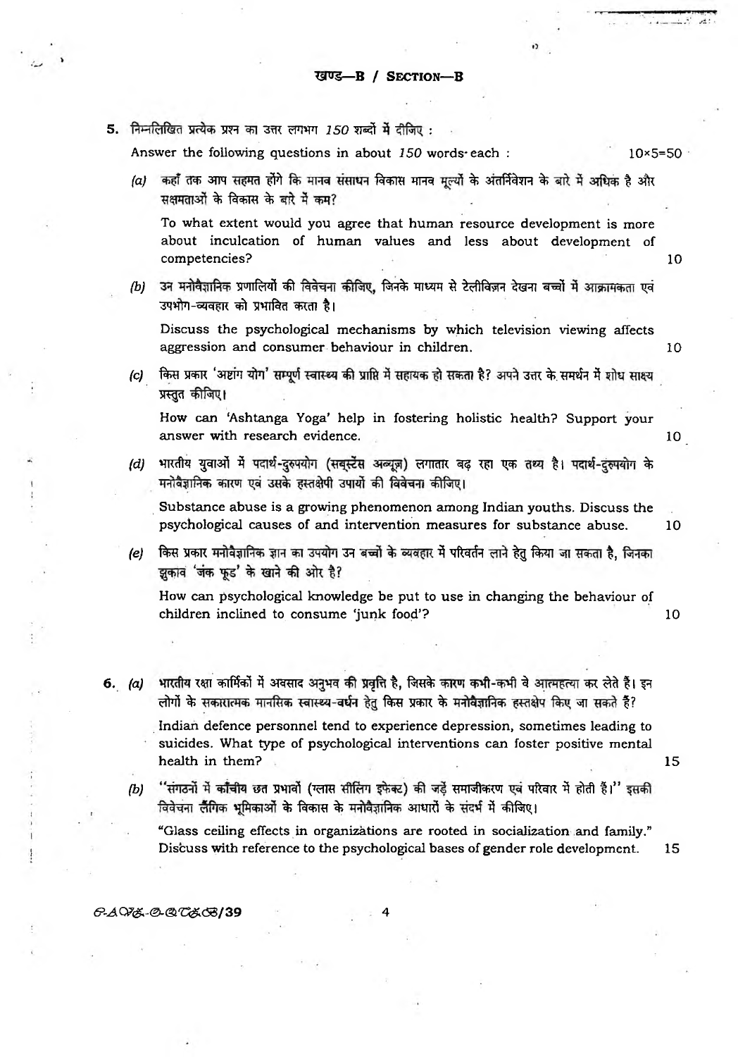## खण्ड—B / SECTION—B

**5.** निम्नलिखित प्रत्येक प्रश्न का उत्तर लगभग *150* शब्दों में दीजिए :

Answer the following questions in about *150* words each : 10×5=50

*(a)* कहाँ तक आप सहमत होंगे कि मानव संसाधन विकास मानव मूल्यों के अंतर्निवेशन के बारे में अधिक है और सक्षमताओं के विकास के बारे में कम?

To what extent would you agree that human resource development is more about inculcation of human values and less about development of competencies? 10

*(b)* उन मनोवैज्ञानिक प्रणालियों की विवेचना कीजिए, जिनके माध्यम से टेलीविज़न देखना बच्चों में आक्रामकता एवं उपभोग-व्यवहार को प्रभावित करता है।

Discuss the psychological mechanisms by which television viewing affects aggression and consumer behaviour in children. 10

*(c)* किस प्रकार 'अष्टांग योग' सम्पूर्ण स्वास्थ्य की प्राप्ति में सहायक हो सकता है? अपने उत्तर के समर्थन में शोध साक्ष्य प्रस्तुत कीजिए।

How can 'Ashtanga Yoga' help in fostering holistic health? Support your answer with research evidence. 10

*(d)* भारतीय युवाओं में पदार्थ-दुरुपयोग (सब्स्टेंस अब्यूज़) लगातार बढ़ रहा एक तथ्य है। पदार्थ-दुरुपयोग के मनोवैज्ञानिक कारण एवं उसके हस्तक्षेपी उपायों की विवेचना कीजिए।

Substance abuse is a growing phenomenon among Indian youths. Discuss the psychological causes of and intervention measures for substance abuse. 10

*(e)* किस प्रकार मनोवैज्ञानिक ज्ञान का उपयोग उन बच्चों के व्यवहार में परिवर्तन लाने हेतु किया जा सकता है, जिनका झुकाव 'जंक फूड' के खाने की ओर है?

How can psychological knowledge be put to use in changing the behaviour of children inclined to consume 'junk food'? 10

**6.** *(a)* भारतीय रक्षा कार्मिकों में अवसाद अनुभव की प्रवृत्ति है, जिसके कारण कभी-कभी वे आत्महत्या कर लेते हैं। इन लोगों के सकारात्मक मानसिक स्वास्थ्य-वर्धन हेतु किस प्रकार के मनोवैज्ञानिक हस्तक्षेप किए जा सकते हैं?

Indian defence personnel tend to experience depression, sometimes leading to suicides. What type of psychological interventions can foster positive mental health in them? 15

*(b)* "संगठनों में काँचीय छत प्रभावों (ग्लास सीलिंग इफ़ेक्ट) की जड़ें समाजीकरण एवं परिवार में होती हैं।" इसकी विवेचना लैंगिक भूमिकाओं के विकास के मनोवैज्ञानिक आधारों के संदर्भ में कीजिए।

"Glass ceiling effects in organizations are rooted in socialization and family." Discuss with reference to the psychological bases of gender role development. 15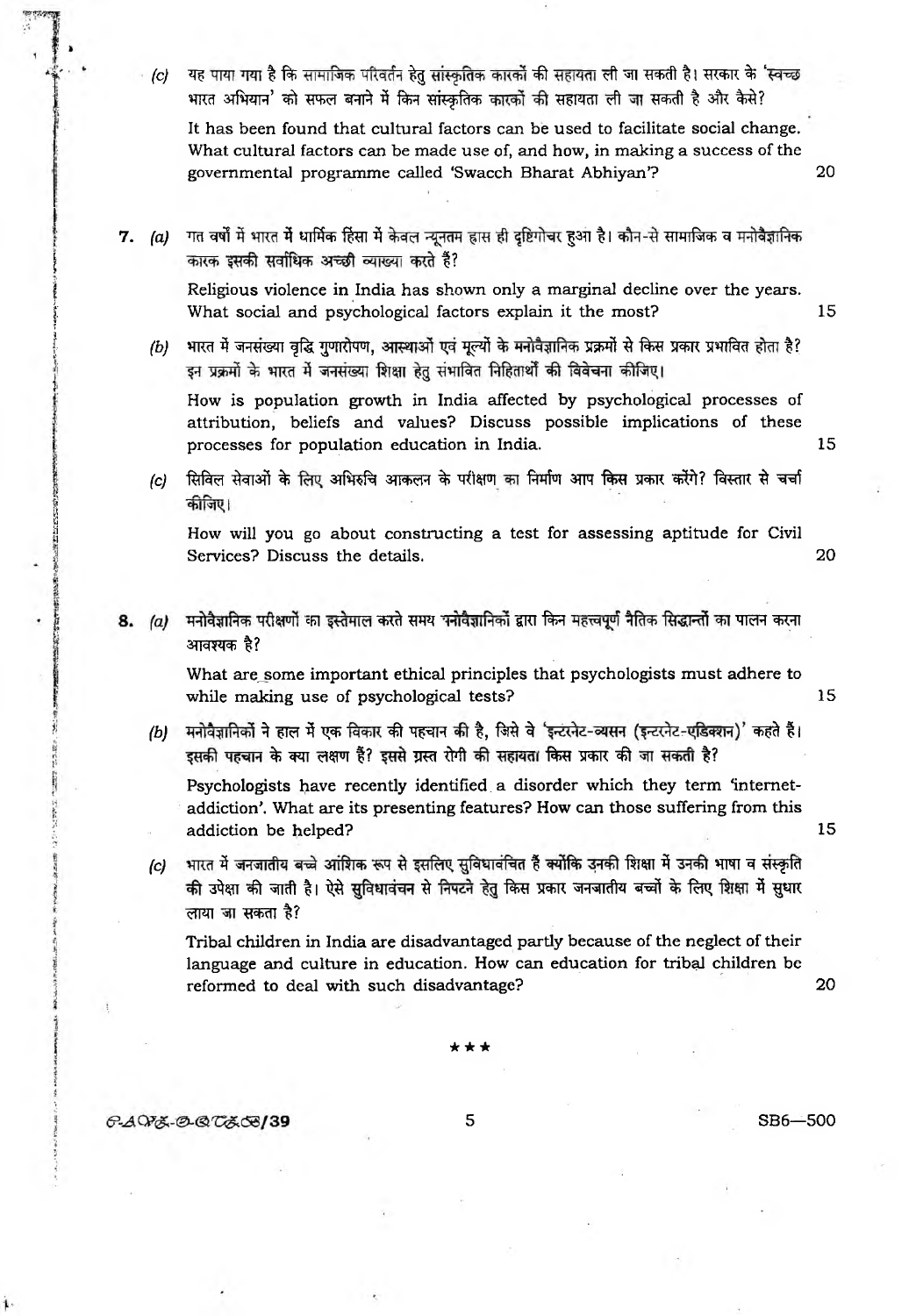(c) यह पाया गया है कि सामाजिक परिवर्तन हेतु सांस्कृतिक कारकों की सहायता ली जा सकती है। सरकार के 'स्वच्छ भारत अभियान' को सफल बनाने में किन सांस्कृतिक कारकों की सहायता ली जा सकती है और कैसे?

It has been found that cultural factors can be used to facilitate social change. What cultural factors can be made use of, and how, in making a success of the governmental programme called 'Swacch Bharat Abhiyan'? 20

7. (a) गत वर्षों में भारत में धार्मिक हिंसा में केवल न्यूनतम ह्रास ही दृष्टिगोचर हुआ है। कौन-से सामाजिक व मनोवैज्ञानिक कारक इसकी सर्वाधिक अच्छी व्याख्या करते हैं?

Religious violence in India has shown only a marginal decline over the years. What social and psychological factors explain it the most? 15

(b) भारत में जनसंख्या वृद्धि गुणारोपण, आस्थाओं एवं मूल्यों के मनोवैज्ञानिक प्रक्रमों से किस प्रकार प्रभावित होता है? इन प्रक्रमों के भारत में जनसंख्या शिक्षा हेतु संभावित निहितार्थों की विवेचना कीजिए।

How is population growth in India affected by psychological processes of attribution, beliefs and values? Discuss possible implications of these processes for population education in India. 15

(c) सिविल सेवाओं के लिए अभिरुचि आकलन के परीक्षण का निर्माण आप किस प्रकार करेंगे? विस्तार से चर्चा कीजिए।

How will you go about constructing a test for assessing aptitude for Civil Services? Discuss the details. 20

8. (a) मनोवैज्ञानिक परीक्षणों का इस्तेमाल करते समय मनोवैज्ञानिकों द्वारा किन महत्त्वपूर्ण नैतिक सिद्धान्तों का पालन करना आवश्यक है?

What are some important ethical principles that psychologists must adhere to while making use of psychological tests? 15

(b) मनोवैज्ञानिकों ने हाल में एक विकार की पहचान की है, जिसे वे 'इन्टरनेट-व्यसन (इन्टरनेट-एडिक्शन)' कहते हैं। इसकी पहचान के क्या लक्षण हैं? इससे ग्रस्त रोगी की सहायता किस प्रकार की जा सकती है?

Psychologists have recently identified a disorder which they term 'internet-addiction'. What are its presenting features? How can those suffering from this addiction be helped? 15

(c) भारत में जनजातीय बच्चे आंशिक रूप से इसलिए सुविधावंचित हैं क्योंकि उनकी शिक्षा में उनकी भाषा व संस्कृति की उपेक्षा की जाती है। ऐसे सुविधावंचन से निपटने हेतु किस प्रकार जनजातीय बच्चों के लिए शिक्षा में सुधार लाया जा सकता है?

Tribal children in India are disadvantaged partly because of the neglect of their language and culture in education. How can education for tribal children be reformed to deal with such disadvantage? 20

\*\*\*